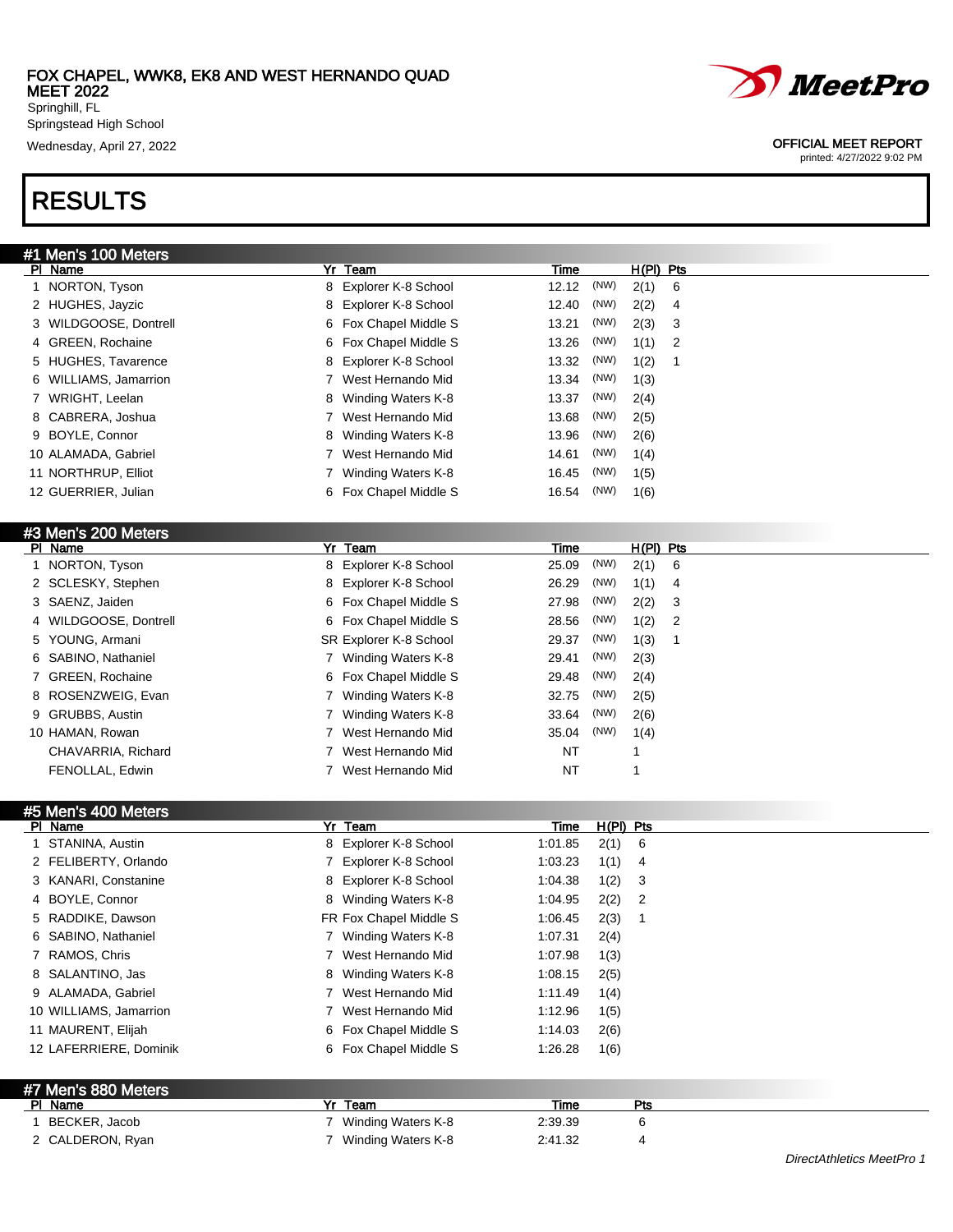FOX CHAPEL, WWK8, EK8 AND WEST HERNANDO QUAD MEET 2022
Springhill, FL
Springstead High School
Wednesday, April 27, 2022

OFFICIAL MEET REPORT
printed: 4/27/2022 9:02 PM

# RESULTS

## #1 Men's 100 Meters

| Pl | Name | Yr | Team | Time | | H(Pl) | Pts |
|---|---|---|---|---|---|---|---|
| 1 | NORTON, Tyson | 8 | Explorer K-8 School | 12.12 | (NW) | 2(1) | 6 |
| 2 | HUGHES, Jayzic | 8 | Explorer K-8 School | 12.40 | (NW) | 2(2) | 4 |
| 3 | WILDGOOSE, Dontrell | 6 | Fox Chapel Middle S | 13.21 | (NW) | 2(3) | 3 |
| 4 | GREEN, Rochaine | 6 | Fox Chapel Middle S | 13.26 | (NW) | 1(1) | 2 |
| 5 | HUGHES, Tavarence | 8 | Explorer K-8 School | 13.32 | (NW) | 1(2) | 1 |
| 6 | WILLIAMS, Jamarrion | 7 | West Hernando Mid | 13.34 | (NW) | 1(3) | |
| 7 | WRIGHT, Leelan | 8 | Winding Waters K-8 | 13.37 | (NW) | 2(4) | |
| 8 | CABRERA, Joshua | 7 | West Hernando Mid | 13.68 | (NW) | 2(5) | |
| 9 | BOYLE, Connor | 8 | Winding Waters K-8 | 13.96 | (NW) | 2(6) | |
| 10 | ALAMADA, Gabriel | 7 | West Hernando Mid | 14.61 | (NW) | 1(4) | |
| 11 | NORTHRUP, Elliot | 7 | Winding Waters K-8 | 16.45 | (NW) | 1(5) | |
| 12 | GUERRIER, Julian | 6 | Fox Chapel Middle S | 16.54 | (NW) | 1(6) | |

## #3 Men's 200 Meters

| Pl | Name | Yr | Team | Time | | H(Pl) | Pts |
|---|---|---|---|---|---|---|---|
| 1 | NORTON, Tyson | 8 | Explorer K-8 School | 25.09 | (NW) | 2(1) | 6 |
| 2 | SCLESKY, Stephen | 8 | Explorer K-8 School | 26.29 | (NW) | 1(1) | 4 |
| 3 | SAENZ, Jaiden | 6 | Fox Chapel Middle S | 27.98 | (NW) | 2(2) | 3 |
| 4 | WILDGOOSE, Dontrell | 6 | Fox Chapel Middle S | 28.56 | (NW) | 1(2) | 2 |
| 5 | YOUNG, Armani | SR | Explorer K-8 School | 29.37 | (NW) | 1(3) | 1 |
| 6 | SABINO, Nathaniel | 7 | Winding Waters K-8 | 29.41 | (NW) | 2(3) | |
| 7 | GREEN, Rochaine | 6 | Fox Chapel Middle S | 29.48 | (NW) | 2(4) | |
| 8 | ROSENZWEIG, Evan | 7 | Winding Waters K-8 | 32.75 | (NW) | 2(5) | |
| 9 | GRUBBS, Austin | 7 | Winding Waters K-8 | 33.64 | (NW) | 2(6) | |
| 10 | HAMAN, Rowan | 7 | West Hernando Mid | 35.04 | (NW) | 1(4) | |
| | CHAVARRIA, Richard | 7 | West Hernando Mid | NT | | 1 | |
| | FENOLLAL, Edwin | 7 | West Hernando Mid | NT | | 1 | |

## #5 Men's 400 Meters

| Pl | Name | Yr | Team | Time | H(Pl) | Pts |
|---|---|---|---|---|---|---|
| 1 | STANINA, Austin | 8 | Explorer K-8 School | 1:01.85 | 2(1) | 6 |
| 2 | FELIBERTY, Orlando | 7 | Explorer K-8 School | 1:03.23 | 1(1) | 4 |
| 3 | KANARI, Constanine | 8 | Explorer K-8 School | 1:04.38 | 1(2) | 3 |
| 4 | BOYLE, Connor | 8 | Winding Waters K-8 | 1:04.95 | 2(2) | 2 |
| 5 | RADDIKE, Dawson | FR | Fox Chapel Middle S | 1:06.45 | 2(3) | 1 |
| 6 | SABINO, Nathaniel | 7 | Winding Waters K-8 | 1:07.31 | 2(4) | |
| 7 | RAMOS, Chris | 7 | West Hernando Mid | 1:07.98 | 1(3) | |
| 8 | SALANTINO, Jas | 8 | Winding Waters K-8 | 1:08.15 | 2(5) | |
| 9 | ALAMADA, Gabriel | 7 | West Hernando Mid | 1:11.49 | 1(4) | |
| 10 | WILLIAMS, Jamarrion | 7 | West Hernando Mid | 1:12.96 | 1(5) | |
| 11 | MAURENT, Elijah | 6 | Fox Chapel Middle S | 1:14.03 | 2(6) | |
| 12 | LAFERRIERE, Dominik | 6 | Fox Chapel Middle S | 1:26.28 | 1(6) | |

## #7 Men's 880 Meters

| Pl | Name | Yr | Team | Time | Pts |
|---|---|---|---|---|---|
| 1 | BECKER, Jacob | 7 | Winding Waters K-8 | 2:39.39 | 6 |
| 2 | CALDERON, Ryan | 7 | Winding Waters K-8 | 2:41.32 | 4 |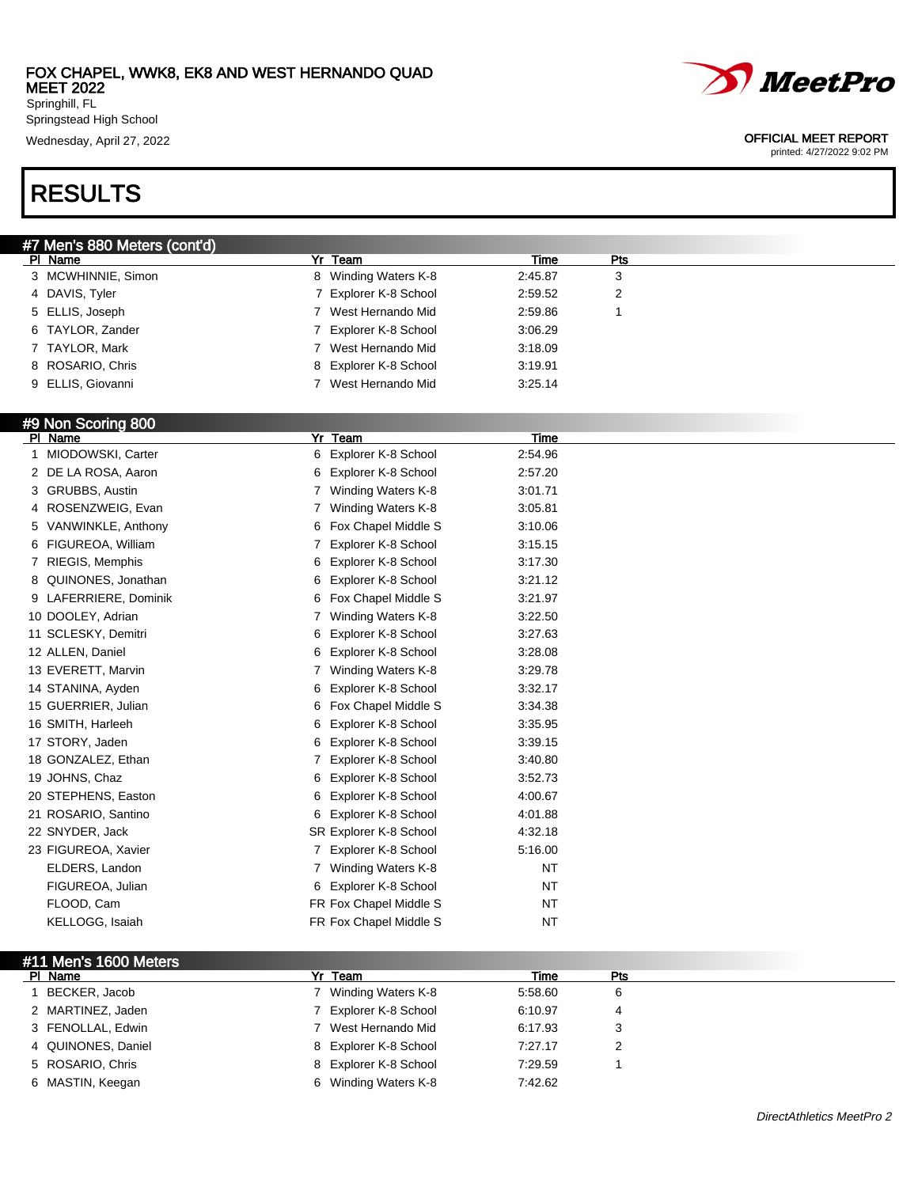## RESULTS

### #7 Men's 880 Meters (cont'd)

| Pl | Name | Yr | Team | Time | Pts |
|---|---|---|---|---|---|
| 3 | MCWHINNIE, Simon | 8 | Winding Waters K-8 | 2:45.87 | 3 |
| 4 | DAVIS, Tyler | 7 | Explorer K-8 School | 2:59.52 | 2 |
| 5 | ELLIS, Joseph | 7 | West Hernando Mid | 2:59.86 | 1 |
| 6 | TAYLOR, Zander | 7 | Explorer K-8 School | 3:06.29 | |
| 7 | TAYLOR, Mark | 7 | West Hernando Mid | 3:18.09 | |
| 8 | ROSARIO, Chris | 8 | Explorer K-8 School | 3:19.91 | |
| 9 | ELLIS, Giovanni | 7 | West Hernando Mid | 3:25.14 | |

### #9 Non Scoring 800

| Pl | Name | Yr | Team | Time |
|---|---|---|---|---|
| 1 | MIODOWSKI, Carter | 6 | Explorer K-8 School | 2:54.96 |
| 2 | DE LA ROSA, Aaron | 6 | Explorer K-8 School | 2:57.20 |
| 3 | GRUBBS, Austin | 7 | Winding Waters K-8 | 3:01.71 |
| 4 | ROSENZWEIG, Evan | 7 | Winding Waters K-8 | 3:05.81 |
| 5 | VANWINKLE, Anthony | 6 | Fox Chapel Middle S | 3:10.06 |
| 6 | FIGUREOA, William | 7 | Explorer K-8 School | 3:15.15 |
| 7 | RIEGIS, Memphis | 6 | Explorer K-8 School | 3:17.30 |
| 8 | QUINONES, Jonathan | 6 | Explorer K-8 School | 3:21.12 |
| 9 | LAFERRIERE, Dominik | 6 | Fox Chapel Middle S | 3:21.97 |
| 10 | DOOLEY, Adrian | 7 | Winding Waters K-8 | 3:22.50 |
| 11 | SCLESKY, Demitri | 6 | Explorer K-8 School | 3:27.63 |
| 12 | ALLEN, Daniel | 6 | Explorer K-8 School | 3:28.08 |
| 13 | EVERETT, Marvin | 7 | Winding Waters K-8 | 3:29.78 |
| 14 | STANINA, Ayden | 6 | Explorer K-8 School | 3:32.17 |
| 15 | GUERRIER, Julian | 6 | Fox Chapel Middle S | 3:34.38 |
| 16 | SMITH, Harleeh | 6 | Explorer K-8 School | 3:35.95 |
| 17 | STORY, Jaden | 6 | Explorer K-8 School | 3:39.15 |
| 18 | GONZALEZ, Ethan | 7 | Explorer K-8 School | 3:40.80 |
| 19 | JOHNS, Chaz | 6 | Explorer K-8 School | 3:52.73 |
| 20 | STEPHENS, Easton | 6 | Explorer K-8 School | 4:00.67 |
| 21 | ROSARIO, Santino | 6 | Explorer K-8 School | 4:01.88 |
| 22 | SNYDER, Jack | SR | Explorer K-8 School | 4:32.18 |
| 23 | FIGUREOA, Xavier | 7 | Explorer K-8 School | 5:16.00 |
| | ELDERS, Landon | 7 | Winding Waters K-8 | NT |
| | FIGUREOA, Julian | 6 | Explorer K-8 School | NT |
| | FLOOD, Cam | FR | Fox Chapel Middle S | NT |
| | KELLOGG, Isaiah | FR | Fox Chapel Middle S | NT |

### #11 Men's 1600 Meters

| Pl | Name | Yr | Team | Time | Pts |
|---|---|---|---|---|---|
| 1 | BECKER, Jacob | 7 | Winding Waters K-8 | 5:58.60 | 6 |
| 2 | MARTINEZ, Jaden | 7 | Explorer K-8 School | 6:10.97 | 4 |
| 3 | FENOLLAL, Edwin | 7 | West Hernando Mid | 6:17.93 | 3 |
| 4 | QUINONES, Daniel | 8 | Explorer K-8 School | 7:27.17 | 2 |
| 5 | ROSARIO, Chris | 8 | Explorer K-8 School | 7:29.59 | 1 |
| 6 | MASTIN, Keegan | 6 | Winding Waters K-8 | 7:42.62 | |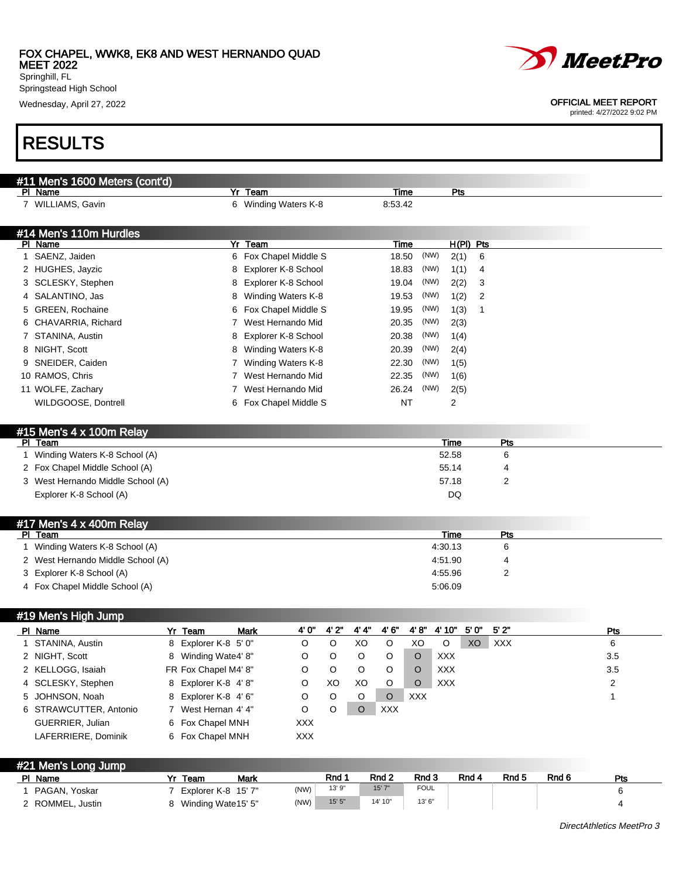FOX CHAPEL, WWK8, EK8 AND WEST HERNANDO QUAD MEET 2022
Springhill, FL
Springstead High School
Wednesday, April 27, 2022

OFFICIAL MEET REPORT
printed: 4/27/2022 9:02 PM

# RESULTS

## #11 Men's 1600 Meters (cont'd)

| Pl | Name | Yr | Team | Time | Pts |
|---|---|---|---|---|---|
| 7 | WILLIAMS, Gavin | 6 | Winding Waters K-8 | 8:53.42 | |

## #14 Men's 110m Hurdles

| Pl | Name | Yr | Team | Time | | H(Pl) | Pts |
|---|---|---|---|---|---|---|---|
| 1 | SAENZ, Jaiden | 6 | Fox Chapel Middle S | 18.50 | (NW) | 2(1) | 6 |
| 2 | HUGHES, Jayzic | 8 | Explorer K-8 School | 18.83 | (NW) | 1(1) | 4 |
| 3 | SCLESKY, Stephen | 8 | Explorer K-8 School | 19.04 | (NW) | 2(2) | 3 |
| 4 | SALANTINO, Jas | 8 | Winding Waters K-8 | 19.53 | (NW) | 1(2) | 2 |
| 5 | GREEN, Rochaine | 6 | Fox Chapel Middle S | 19.95 | (NW) | 1(3) | 1 |
| 6 | CHAVARRIA, Richard | 7 | West Hernando Mid | 20.35 | (NW) | 2(3) | |
| 7 | STANINA, Austin | 8 | Explorer K-8 School | 20.38 | (NW) | 1(4) | |
| 8 | NIGHT, Scott | 8 | Winding Waters K-8 | 20.39 | (NW) | 2(4) | |
| 9 | SNEIDER, Caiden | 7 | Winding Waters K-8 | 22.30 | (NW) | 1(5) | |
| 10 | RAMOS, Chris | 7 | West Hernando Mid | 22.35 | (NW) | 1(6) | |
| 11 | WOLFE, Zachary | 7 | West Hernando Mid | 26.24 | (NW) | 2(5) | |
| | WILDGOOSE, Dontrell | 6 | Fox Chapel Middle S | NT | | 2 | |

## #15 Men's 4 x 100m Relay

| Pl | Team | Time | Pts |
|---|---|---|---|
| 1 | Winding Waters K-8 School (A) | 52.58 | 6 |
| 2 | Fox Chapel Middle School (A) | 55.14 | 4 |
| 3 | West Hernando Middle School (A) | 57.18 | 2 |
| | Explorer K-8 School (A) | DQ | |

## #17 Men's 4 x 400m Relay

| Pl | Team | Time | Pts |
|---|---|---|---|
| 1 | Winding Waters K-8 School (A) | 4:30.13 | 6 |
| 2 | West Hernando Middle School (A) | 4:51.90 | 4 |
| 3 | Explorer K-8 School (A) | 4:55.96 | 2 |
| 4 | Fox Chapel Middle School (A) | 5:06.09 | |

## #19 Men's High Jump

| Pl | Name | Yr | Team | Mark | 4' 0" | 4' 2" | 4' 4" | 4' 6" | 4' 8" | 4' 10" | 5' 0" | 5' 2" | Pts |
|---|---|---|---|---|---|---|---|---|---|---|---|---|---|
| 1 | STANINA, Austin | 8 | Explorer K-8 | 5' 0" | O | O | XO | O | XO | O | XO | XXX | 6 |
| 2 | NIGHT, Scott | 8 | Winding Wate | 4' 8" | O | O | O | O | O | XXX | | | 3.5 |
| 2 | KELLOGG, Isaiah | FR | Fox Chapel M | 4' 8" | O | O | O | O | O | XXX | | | 3.5 |
| 4 | SCLESKY, Stephen | 8 | Explorer K-8 | 4' 8" | O | XO | XO | O | O | XXX | | | 2 |
| 5 | JOHNSON, Noah | 8 | Explorer K-8 | 4' 6" | O | O | O | O | XXX | | | | 1 |
| 6 | STRAWCUTTER, Antonio | 7 | West Hernan | 4' 4" | O | O | O | XXX | | | | | |
| | GUERRIER, Julian | 6 | Fox Chapel MNH | | XXX | | | | | | | | |
| | LAFERRIERE, Dominik | 6 | Fox Chapel MNH | | XXX | | | | | | | | |

## #21 Men's Long Jump

| Pl | Name | Yr | Team | Mark | | Rnd 1 | Rnd 2 | Rnd 3 | Rnd 4 | Rnd 5 | Rnd 6 | Pts |
|---|---|---|---|---|---|---|---|---|---|---|---|---|
| 1 | PAGAN, Yoskar | 7 | Explorer K-8 | 15' 7" | (NW) | 13' 9" | 15' 7" | FOUL | | | | 6 |
| 2 | ROMMEL, Justin | 8 | Winding Wate | 15' 5" | (NW) | 15' 5" | 14' 10" | 13' 6" | | | | 4 |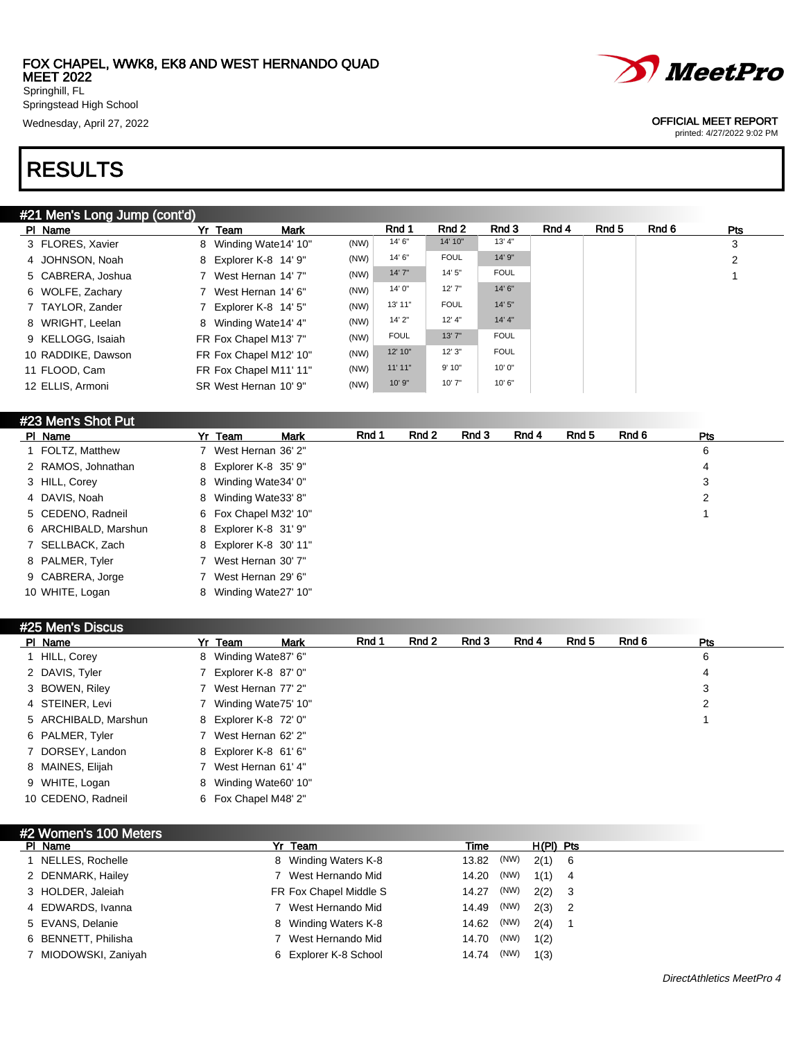FOX CHAPEL, WWK8, EK8 AND WEST HERNANDO QUAD MEET 2022
Springhill, FL
Springstead High School
Wednesday, April 27, 2022

OFFICIAL MEET REPORT
printed: 4/27/2022 9:02 PM

# RESULTS

## #21 Men's Long Jump (cont'd)

| Pl | Name | Yr | Team | Mark | | Rnd 1 | Rnd 2 | Rnd 3 | Rnd 4 | Rnd 5 | Rnd 6 | Pts |
|---|---|---|---|---|---|---|---|---|---|---|---|---|
| 3 | FLORES, Xavier | 8 | Winding Wate | 14' 10" | (NW) | 14' 6" | 14' 10" | 13' 4" | | | | 3 |
| 4 | JOHNSON, Noah | 8 | Explorer K-8 | 14' 9" | (NW) | 14' 6" | FOUL | 14' 9" | | | | 2 |
| 5 | CABRERA, Joshua | 7 | West Hernan | 14' 7" | (NW) | 14' 7" | 14' 5" | FOUL | | | | 1 |
| 6 | WOLFE, Zachary | 7 | West Hernan | 14' 6" | (NW) | 14' 0" | 12' 7" | 14' 6" | | | | |
| 7 | TAYLOR, Zander | 7 | Explorer K-8 | 14' 5" | (NW) | 13' 11" | FOUL | 14' 5" | | | | |
| 8 | WRIGHT, Leelan | 8 | Winding Wate | 14' 4" | (NW) | 14' 2" | 12' 4" | 14' 4" | | | | |
| 9 | KELLOGG, Isaiah | FR | Fox Chapel M | 13' 7" | (NW) | FOUL | 13' 7" | FOUL | | | | |
| 10 | RADDIKE, Dawson | FR | Fox Chapel M | 12' 10" | (NW) | 12' 10" | 12' 3" | FOUL | | | | |
| 11 | FLOOD, Cam | FR | Fox Chapel M | 11' 11" | (NW) | 11' 11" | 9' 10" | 10' 0" | | | | |
| 12 | ELLIS, Armoni | SR | West Hernan | 10' 9" | (NW) | 10' 9" | 10' 7" | 10' 6" | | | | |

## #23 Men's Shot Put

| Pl | Name | Yr | Team | Mark | Rnd 1 | Rnd 2 | Rnd 3 | Rnd 4 | Rnd 5 | Rnd 6 | Pts |
|---|---|---|---|---|---|---|---|---|---|---|---|
| 1 | FOLTZ, Matthew | 7 | West Hernan | 36' 2" | | | | | | | 6 |
| 2 | RAMOS, Johnathan | 8 | Explorer K-8 | 35' 9" | | | | | | | 4 |
| 3 | HILL, Corey | 8 | Winding Wate | 34' 0" | | | | | | | 3 |
| 4 | DAVIS, Noah | 8 | Winding Wate | 33' 8" | | | | | | | 2 |
| 5 | CEDENO, Radneil | 6 | Fox Chapel M | 32' 10" | | | | | | | 1 |
| 6 | ARCHIBALD, Marshun | 8 | Explorer K-8 | 31' 9" | | | | | | | |
| 7 | SELLBACK, Zach | 8 | Explorer K-8 | 30' 11" | | | | | | | |
| 8 | PALMER, Tyler | 7 | West Hernan | 30' 7" | | | | | | | |
| 9 | CABRERA, Jorge | 7 | West Hernan | 29' 6" | | | | | | | |
| 10 | WHITE, Logan | 8 | Winding Wate | 27' 10" | | | | | | | |

## #25 Men's Discus

| Pl | Name | Yr | Team | Mark | Rnd 1 | Rnd 2 | Rnd 3 | Rnd 4 | Rnd 5 | Rnd 6 | Pts |
|---|---|---|---|---|---|---|---|---|---|---|---|
| 1 | HILL, Corey | 8 | Winding Wate | 87' 6" | | | | | | | 6 |
| 2 | DAVIS, Tyler | 7 | Explorer K-8 | 87' 0" | | | | | | | 4 |
| 3 | BOWEN, Riley | 7 | West Hernan | 77' 2" | | | | | | | 3 |
| 4 | STEINER, Levi | 7 | Winding Wate | 75' 10" | | | | | | | 2 |
| 5 | ARCHIBALD, Marshun | 8 | Explorer K-8 | 72' 0" | | | | | | | 1 |
| 6 | PALMER, Tyler | 7 | West Hernan | 62' 2" | | | | | | | |
| 7 | DORSEY, Landon | 8 | Explorer K-8 | 61' 6" | | | | | | | |
| 8 | MAINES, Elijah | 7 | West Hernan | 61' 4" | | | | | | | |
| 9 | WHITE, Logan | 8 | Winding Wate | 60' 10" | | | | | | | |
| 10 | CEDENO, Radneil | 6 | Fox Chapel M | 48' 2" | | | | | | | |

## #2 Women's 100 Meters

| Pl | Name | Yr | Team | Time | | H(Pl) | Pts |
|---|---|---|---|---|---|---|---|
| 1 | NELLES, Rochelle | 8 | Winding Waters K-8 | 13.82 | (NW) | 2(1) | 6 |
| 2 | DENMARK, Hailey | 7 | West Hernando Mid | 14.20 | (NW) | 1(1) | 4 |
| 3 | HOLDER, Jaleiah | FR | Fox Chapel Middle S | 14.27 | (NW) | 2(2) | 3 |
| 4 | EDWARDS, Ivanna | 7 | West Hernando Mid | 14.49 | (NW) | 2(3) | 2 |
| 5 | EVANS, Delanie | 8 | Winding Waters K-8 | 14.62 | (NW) | 2(4) | 1 |
| 6 | BENNETT, Philisha | 7 | West Hernando Mid | 14.70 | (NW) | 1(2) | |
| 7 | MIODOWSKI, Zaniyah | 6 | Explorer K-8 School | 14.74 | (NW) | 1(3) | |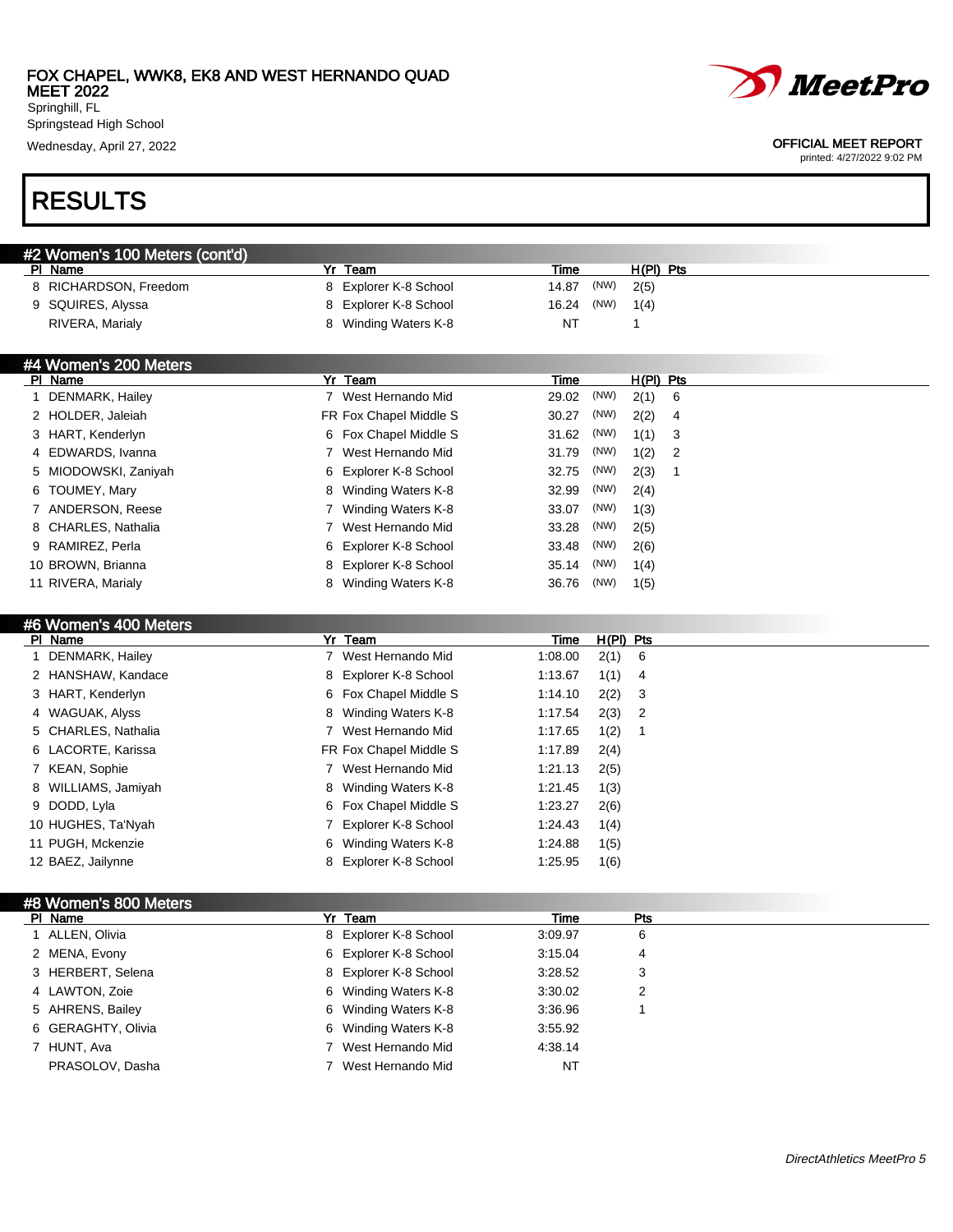FOX CHAPEL, WWK8, EK8 AND WEST HERNANDO QUAD MEET 2022
Springhill, FL
Springstead High School
Wednesday, April 27, 2022

OFFICIAL MEET REPORT
printed: 4/27/2022 9:02 PM

# RESULTS

## #2 Women's 100 Meters (cont'd)

| Pl | Name | Yr | Team | Time | | H(Pl) | Pts |
|---|---|---|---|---|---|---|---|
| 8 | RICHARDSON, Freedom | 8 | Explorer K-8 School | 14.87 | (NW) | 2(5) | |
| 9 | SQUIRES, Alyssa | 8 | Explorer K-8 School | 16.24 | (NW) | 1(4) | |
| | RIVERA, Marialy | 8 | Winding Waters K-8 | NT | | 1 | |

## #4 Women's 200 Meters

| Pl | Name | Yr | Team | Time | | H(Pl) | Pts |
|---|---|---|---|---|---|---|---|
| 1 | DENMARK, Hailey | 7 | West Hernando Mid | 29.02 | (NW) | 2(1) | 6 |
| 2 | HOLDER, Jaleiah | FR | Fox Chapel Middle S | 30.27 | (NW) | 2(2) | 4 |
| 3 | HART, Kenderlyn | 6 | Fox Chapel Middle S | 31.62 | (NW) | 1(1) | 3 |
| 4 | EDWARDS, Ivanna | 7 | West Hernando Mid | 31.79 | (NW) | 1(2) | 2 |
| 5 | MIODOWSKI, Zaniyah | 6 | Explorer K-8 School | 32.75 | (NW) | 2(3) | 1 |
| 6 | TOUMEY, Mary | 8 | Winding Waters K-8 | 32.99 | (NW) | 2(4) | |
| 7 | ANDERSON, Reese | 7 | Winding Waters K-8 | 33.07 | (NW) | 1(3) | |
| 8 | CHARLES, Nathalia | 7 | West Hernando Mid | 33.28 | (NW) | 2(5) | |
| 9 | RAMIREZ, Perla | 6 | Explorer K-8 School | 33.48 | (NW) | 2(6) | |
| 10 | BROWN, Brianna | 8 | Explorer K-8 School | 35.14 | (NW) | 1(4) | |
| 11 | RIVERA, Marialy | 8 | Winding Waters K-8 | 36.76 | (NW) | 1(5) | |

## #6 Women's 400 Meters

| Pl | Name | Yr | Team | Time | H(Pl) | Pts |
|---|---|---|---|---|---|---|
| 1 | DENMARK, Hailey | 7 | West Hernando Mid | 1:08.00 | 2(1) | 6 |
| 2 | HANSHAW, Kandace | 8 | Explorer K-8 School | 1:13.67 | 1(1) | 4 |
| 3 | HART, Kenderlyn | 6 | Fox Chapel Middle S | 1:14.10 | 2(2) | 3 |
| 4 | WAGUAK, Alyss | 8 | Winding Waters K-8 | 1:17.54 | 2(3) | 2 |
| 5 | CHARLES, Nathalia | 7 | West Hernando Mid | 1:17.65 | 1(2) | 1 |
| 6 | LACORTE, Karissa | FR | Fox Chapel Middle S | 1:17.89 | 2(4) | |
| 7 | KEAN, Sophie | 7 | West Hernando Mid | 1:21.13 | 2(5) | |
| 8 | WILLIAMS, Jamiyah | 8 | Winding Waters K-8 | 1:21.45 | 1(3) | |
| 9 | DODD, Lyla | 6 | Fox Chapel Middle S | 1:23.27 | 2(6) | |
| 10 | HUGHES, Ta'Nyah | 7 | Explorer K-8 School | 1:24.43 | 1(4) | |
| 11 | PUGH, Mckenzie | 6 | Winding Waters K-8 | 1:24.88 | 1(5) | |
| 12 | BAEZ, Jailynne | 8 | Explorer K-8 School | 1:25.95 | 1(6) | |

## #8 Women's 800 Meters

| Pl | Name | Yr | Team | Time | Pts |
|---|---|---|---|---|---|
| 1 | ALLEN, Olivia | 8 | Explorer K-8 School | 3:09.97 | 6 |
| 2 | MENA, Evony | 6 | Explorer K-8 School | 3:15.04 | 4 |
| 3 | HERBERT, Selena | 8 | Explorer K-8 School | 3:28.52 | 3 |
| 4 | LAWTON, Zoie | 6 | Winding Waters K-8 | 3:30.02 | 2 |
| 5 | AHRENS, Bailey | 6 | Winding Waters K-8 | 3:36.96 | 1 |
| 6 | GERAGHTY, Olivia | 6 | Winding Waters K-8 | 3:55.92 | |
| 7 | HUNT, Ava | 7 | West Hernando Mid | 4:38.14 | |
| | PRASOLOV, Dasha | 7 | West Hernando Mid | NT | |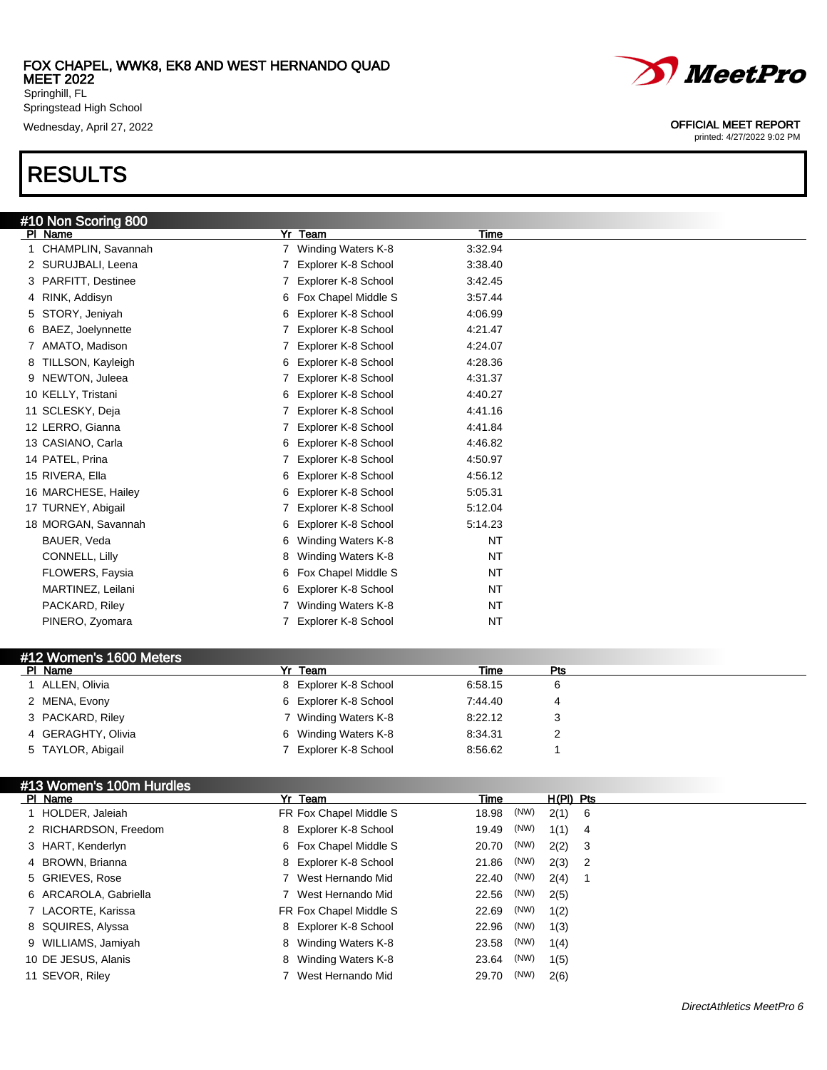FOX CHAPEL, WWK8, EK8 AND WEST HERNANDO QUAD MEET 2022
Springhill, FL
Springstead High School
Wednesday, April 27, 2022

OFFICIAL MEET REPORT
printed: 4/27/2022 9:02 PM

# RESULTS

## #10 Non Scoring 800

| Pl | Name | Yr | Team | Time |
|---|---|---|---|---|
| 1 | CHAMPLIN, Savannah | 7 | Winding Waters K-8 | 3:32.94 |
| 2 | SURUJBALI, Leena | 7 | Explorer K-8 School | 3:38.40 |
| 3 | PARFITT, Destinee | 7 | Explorer K-8 School | 3:42.45 |
| 4 | RINK, Addisyn | 6 | Fox Chapel Middle S | 3:57.44 |
| 5 | STORY, Jeniyah | 6 | Explorer K-8 School | 4:06.99 |
| 6 | BAEZ, Joelynnette | 7 | Explorer K-8 School | 4:21.47 |
| 7 | AMATO, Madison | 7 | Explorer K-8 School | 4:24.07 |
| 8 | TILLSON, Kayleigh | 6 | Explorer K-8 School | 4:28.36 |
| 9 | NEWTON, Juleea | 7 | Explorer K-8 School | 4:31.37 |
| 10 | KELLY, Tristani | 6 | Explorer K-8 School | 4:40.27 |
| 11 | SCLESKY, Deja | 7 | Explorer K-8 School | 4:41.16 |
| 12 | LERRO, Gianna | 7 | Explorer K-8 School | 4:41.84 |
| 13 | CASIANO, Carla | 6 | Explorer K-8 School | 4:46.82 |
| 14 | PATEL, Prina | 7 | Explorer K-8 School | 4:50.97 |
| 15 | RIVERA, Ella | 6 | Explorer K-8 School | 4:56.12 |
| 16 | MARCHESE, Hailey | 6 | Explorer K-8 School | 5:05.31 |
| 17 | TURNEY, Abigail | 7 | Explorer K-8 School | 5:12.04 |
| 18 | MORGAN, Savannah | 6 | Explorer K-8 School | 5:14.23 |
| | BAUER, Veda | 6 | Winding Waters K-8 | NT |
| | CONNELL, Lilly | 8 | Winding Waters K-8 | NT |
| | FLOWERS, Faysia | 6 | Fox Chapel Middle S | NT |
| | MARTINEZ, Leilani | 6 | Explorer K-8 School | NT |
| | PACKARD, Riley | 7 | Winding Waters K-8 | NT |
| | PINERO, Zyomara | 7 | Explorer K-8 School | NT |

## #12 Women's 1600 Meters

| Pl | Name | Yr | Team | Time | Pts |
|---|---|---|---|---|---|
| 1 | ALLEN, Olivia | 8 | Explorer K-8 School | 6:58.15 | 6 |
| 2 | MENA, Evony | 6 | Explorer K-8 School | 7:44.40 | 4 |
| 3 | PACKARD, Riley | 7 | Winding Waters K-8 | 8:22.12 | 3 |
| 4 | GERAGHTY, Olivia | 6 | Winding Waters K-8 | 8:34.31 | 2 |
| 5 | TAYLOR, Abigail | 7 | Explorer K-8 School | 8:56.62 | 1 |

## #13 Women's 100m Hurdles

| Pl | Name | Yr | Team | Time | | H(Pl) | Pts |
|---|---|---|---|---|---|---|---|
| 1 | HOLDER, Jaleiah | FR | Fox Chapel Middle S | 18.98 | (NW) | 2(1) | 6 |
| 2 | RICHARDSON, Freedom | 8 | Explorer K-8 School | 19.49 | (NW) | 1(1) | 4 |
| 3 | HART, Kenderlyn | 6 | Fox Chapel Middle S | 20.70 | (NW) | 2(2) | 3 |
| 4 | BROWN, Brianna | 8 | Explorer K-8 School | 21.86 | (NW) | 2(3) | 2 |
| 5 | GRIEVES, Rose | 7 | West Hernando Mid | 22.40 | (NW) | 2(4) | 1 |
| 6 | ARCAROLA, Gabriella | 7 | West Hernando Mid | 22.56 | (NW) | 2(5) | |
| 7 | LACORTE, Karissa | FR | Fox Chapel Middle S | 22.69 | (NW) | 1(2) | |
| 8 | SQUIRES, Alyssa | 8 | Explorer K-8 School | 22.96 | (NW) | 1(3) | |
| 9 | WILLIAMS, Jamiyah | 8 | Winding Waters K-8 | 23.58 | (NW) | 1(4) | |
| 10 | DE JESUS, Alanis | 8 | Winding Waters K-8 | 23.64 | (NW) | 1(5) | |
| 11 | SEVOR, Riley | 7 | West Hernando Mid | 29.70 | (NW) | 2(6) | |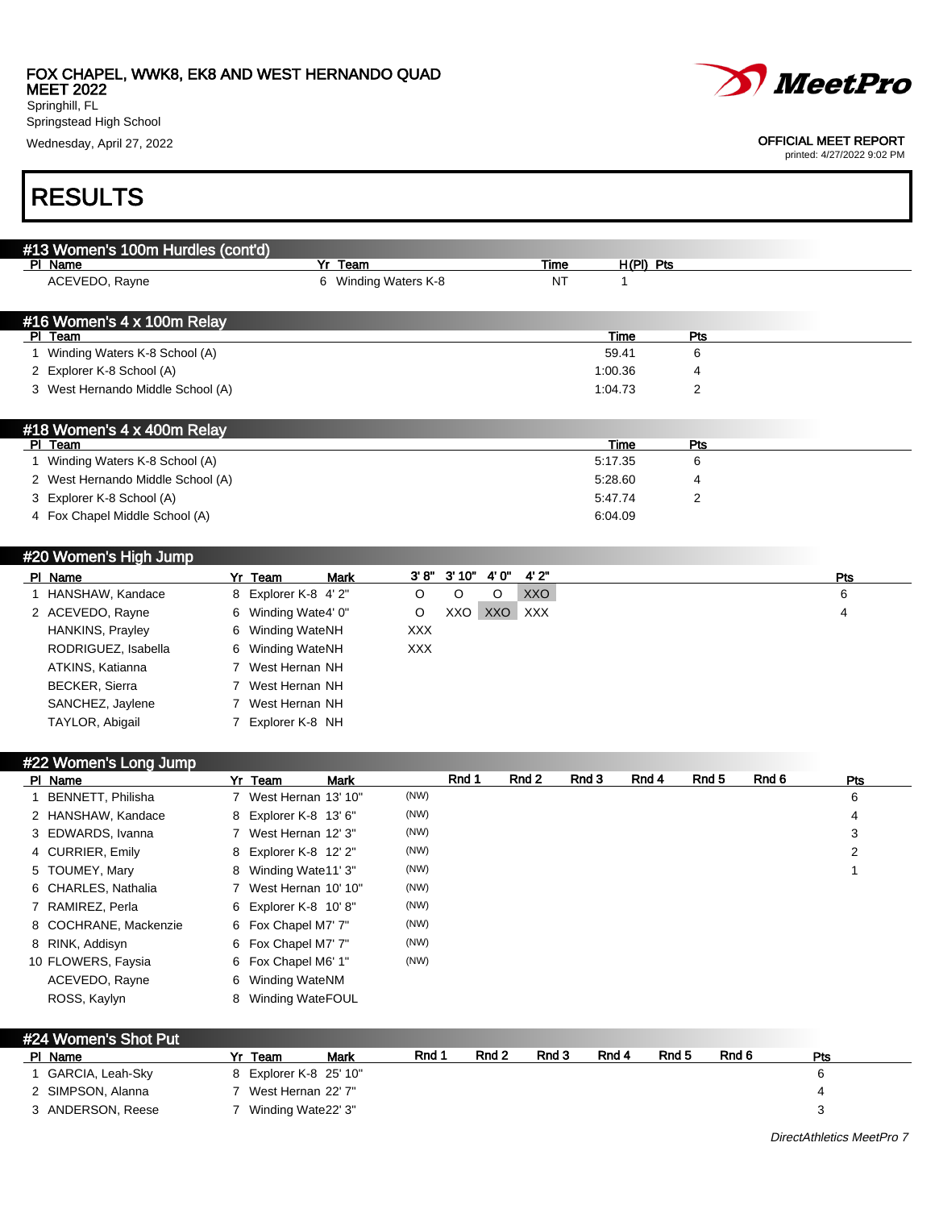FOX CHAPEL, WWK8, EK8 AND WEST HERNANDO QUAD MEET 2022
Springhill, FL
Springstead High School
Wednesday, April 27, 2022

OFFICIAL MEET REPORT
printed: 4/27/2022 9:02 PM

# RESULTS

## #13 Women's 100m Hurdles (cont'd)

| Pl | Name | Yr | Team | Time | H(Pl) | Pts |
|---|---|---|---|---|---|---|
| | ACEVEDO, Rayne | 6 | Winding Waters K-8 | NT | 1 | |

## #16 Women's 4 x 100m Relay

| Pl | Team | Time | Pts |
|---|---|---|---|
| 1 | Winding Waters K-8 School (A) | 59.41 | 6 |
| 2 | Explorer K-8 School (A) | 1:00.36 | 4 |
| 3 | West Hernando Middle School (A) | 1:04.73 | 2 |

## #18 Women's 4 x 400m Relay

| Pl | Team | Time | Pts |
|---|---|---|---|
| 1 | Winding Waters K-8 School (A) | 5:17.35 | 6 |
| 2 | West Hernando Middle School (A) | 5:28.60 | 4 |
| 3 | Explorer K-8 School (A) | 5:47.74 | 2 |
| 4 | Fox Chapel Middle School (A) | 6:04.09 | |

## #20 Women's High Jump

| Pl | Name | Yr | Team | Mark | 3' 8" | 3' 10" | 4' 0" | 4' 2" | Pts |
|---|---|---|---|---|---|---|---|---|---|
| 1 | HANSHAW, Kandace | 8 | Explorer K-8 | 4' 2" | O | O | O | XXO | 6 |
| 2 | ACEVEDO, Rayne | 6 | Winding Wate | 4' 0" | O | XXO | XXO | XXX | 4 |
| | HANKINS, Prayley | 6 | Winding Wate | NH | XXX | | | | |
| | RODRIGUEZ, Isabella | 6 | Winding Wate | NH | XXX | | | | |
| | ATKINS, Katianna | 7 | West Hernan | NH | | | | | |
| | BECKER, Sierra | 7 | West Hernan | NH | | | | | |
| | SANCHEZ, Jaylene | 7 | West Hernan | NH | | | | | |
| | TAYLOR, Abigail | 7 | Explorer K-8 | NH | | | | | |

## #22 Women's Long Jump

| Pl | Name | Yr | Team | Mark | | Rnd 1 | Rnd 2 | Rnd 3 | Rnd 4 | Rnd 5 | Rnd 6 | Pts |
|---|---|---|---|---|---|---|---|---|---|---|---|---|
| 1 | BENNETT, Philisha | 7 | West Hernan | 13' 10" | (NW) | | | | | | | 6 |
| 2 | HANSHAW, Kandace | 8 | Explorer K-8 | 13' 6" | (NW) | | | | | | | 4 |
| 3 | EDWARDS, Ivanna | 7 | West Hernan | 12' 3" | (NW) | | | | | | | 3 |
| 4 | CURRIER, Emily | 8 | Explorer K-8 | 12' 2" | (NW) | | | | | | | 2 |
| 5 | TOUMEY, Mary | 8 | Winding Wate | 11' 3" | (NW) | | | | | | | 1 |
| 6 | CHARLES, Nathalia | 7 | West Hernan | 10' 10" | (NW) | | | | | | | |
| 7 | RAMIREZ, Perla | 6 | Explorer K-8 | 10' 8" | (NW) | | | | | | | |
| 8 | COCHRANE, Mackenzie | 6 | Fox Chapel M | 7' 7" | (NW) | | | | | | | |
| 8 | RINK, Addisyn | 6 | Fox Chapel M | 7' 7" | (NW) | | | | | | | |
| 10 | FLOWERS, Faysia | 6 | Fox Chapel M | 6' 1" | (NW) | | | | | | | |
| | ACEVEDO, Rayne | 6 | Winding Wate | NM | | | | | | | | |
| | ROSS, Kaylyn | 8 | Winding Wate | FOUL | | | | | | | | |

## #24 Women's Shot Put

| Pl | Name | Yr | Team | Mark | Rnd 1 | Rnd 2 | Rnd 3 | Rnd 4 | Rnd 5 | Rnd 6 | Pts |
|---|---|---|---|---|---|---|---|---|---|---|---|
| 1 | GARCIA, Leah-Sky | 8 | Explorer K-8 | 25' 10" | | | | | | | 6 |
| 2 | SIMPSON, Alanna | 7 | West Hernan | 22' 7" | | | | | | | 4 |
| 3 | ANDERSON, Reese | 7 | Winding Wate | 22' 3" | | | | | | | 3 |

*DirectAthletics MeetPro 7*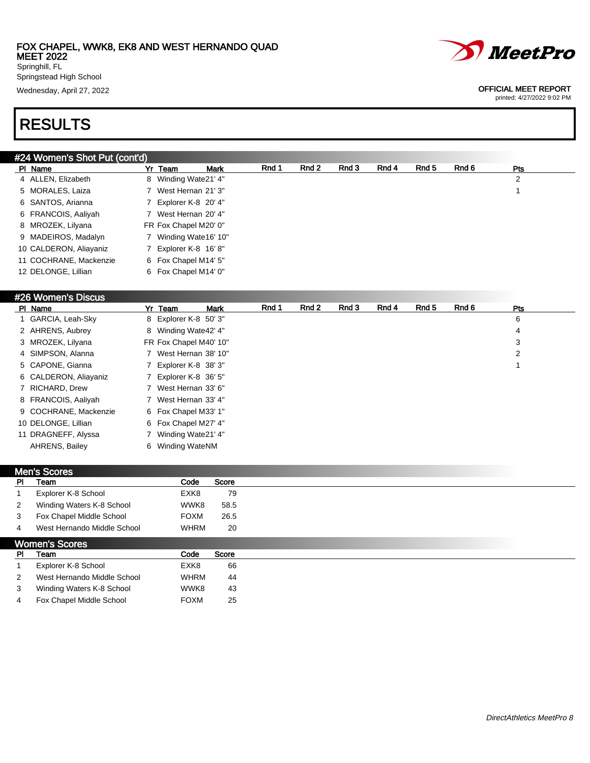FOX CHAPEL, WWK8, EK8 AND WEST HERNANDO QUAD MEET 2022
Springhill, FL
Springstead High School
Wednesday, April 27, 2022

OFFICIAL MEET REPORT
printed: 4/27/2022 9:02 PM

# RESULTS

## #24 Women's Shot Put (cont'd)

| Pl | Name | Yr | Team | Mark | Rnd 1 | Rnd 2 | Rnd 3 | Rnd 4 | Rnd 5 | Rnd 6 | Pts |
|---|---|---|---|---|---|---|---|---|---|---|---|
| 4 | ALLEN, Elizabeth | 8 | Winding Wate | 21' 4" | | | | | | | 2 |
| 5 | MORALES, Laiza | 7 | West Hernan | 21' 3" | | | | | | | 1 |
| 6 | SANTOS, Arianna | 7 | Explorer K-8 | 20' 4" | | | | | | | |
| 7 | FRANCOIS, Aaliyah | 7 | West Hernan | 20' 4" | | | | | | | |
| 8 | MROZEK, Lilyana | FR | Fox Chapel M | 20' 0" | | | | | | | |
| 9 | MADEIROS, Madalyn | 7 | Winding Wate | 16' 10" | | | | | | | |
| 10 | CALDERON, Aliayaniz | 7 | Explorer K-8 | 16' 8" | | | | | | | |
| 11 | COCHRANE, Mackenzie | 6 | Fox Chapel M | 14' 5" | | | | | | | |
| 12 | DELONGE, Lillian | 6 | Fox Chapel M | 14' 0" | | | | | | | |

## #26 Women's Discus

| Pl | Name | Yr | Team | Mark | Rnd 1 | Rnd 2 | Rnd 3 | Rnd 4 | Rnd 5 | Rnd 6 | Pts |
|---|---|---|---|---|---|---|---|---|---|---|---|
| 1 | GARCIA, Leah-Sky | 8 | Explorer K-8 | 50' 3" | | | | | | | 6 |
| 2 | AHRENS, Aubrey | 8 | Winding Wate | 42' 4" | | | | | | | 4 |
| 3 | MROZEK, Lilyana | FR | Fox Chapel M | 40' 10" | | | | | | | 3 |
| 4 | SIMPSON, Alanna | 7 | West Hernan | 38' 10" | | | | | | | 2 |
| 5 | CAPONE, Gianna | 7 | Explorer K-8 | 38' 3" | | | | | | | 1 |
| 6 | CALDERON, Aliayaniz | 7 | Explorer K-8 | 36' 5" | | | | | | | |
| 7 | RICHARD, Drew | 7 | West Hernan | 33' 6" | | | | | | | |
| 8 | FRANCOIS, Aaliyah | 7 | West Hernan | 33' 4" | | | | | | | |
| 9 | COCHRANE, Mackenzie | 6 | Fox Chapel M | 33' 1" | | | | | | | |
| 10 | DELONGE, Lillian | 6 | Fox Chapel M | 27' 4" | | | | | | | |
| 11 | DRAGNEFF, Alyssa | 7 | Winding Wate | 21' 4" | | | | | | | |
| | AHRENS, Bailey | 6 | Winding Wate | NM | | | | | | | |

## Men's Scores

| Pl | Team | Code | Score |
|---|---|---|---|
| 1 | Explorer K-8 School | EXK8 | 79 |
| 2 | Winding Waters K-8 School | WWK8 | 58.5 |
| 3 | Fox Chapel Middle School | FOXM | 26.5 |
| 4 | West Hernando Middle School | WHRM | 20 |

## Women's Scores

| Pl | Team | Code | Score |
|---|---|---|---|
| 1 | Explorer K-8 School | EXK8 | 66 |
| 2 | West Hernando Middle School | WHRM | 44 |
| 3 | Winding Waters K-8 School | WWK8 | 43 |
| 4 | Fox Chapel Middle School | FOXM | 25 |